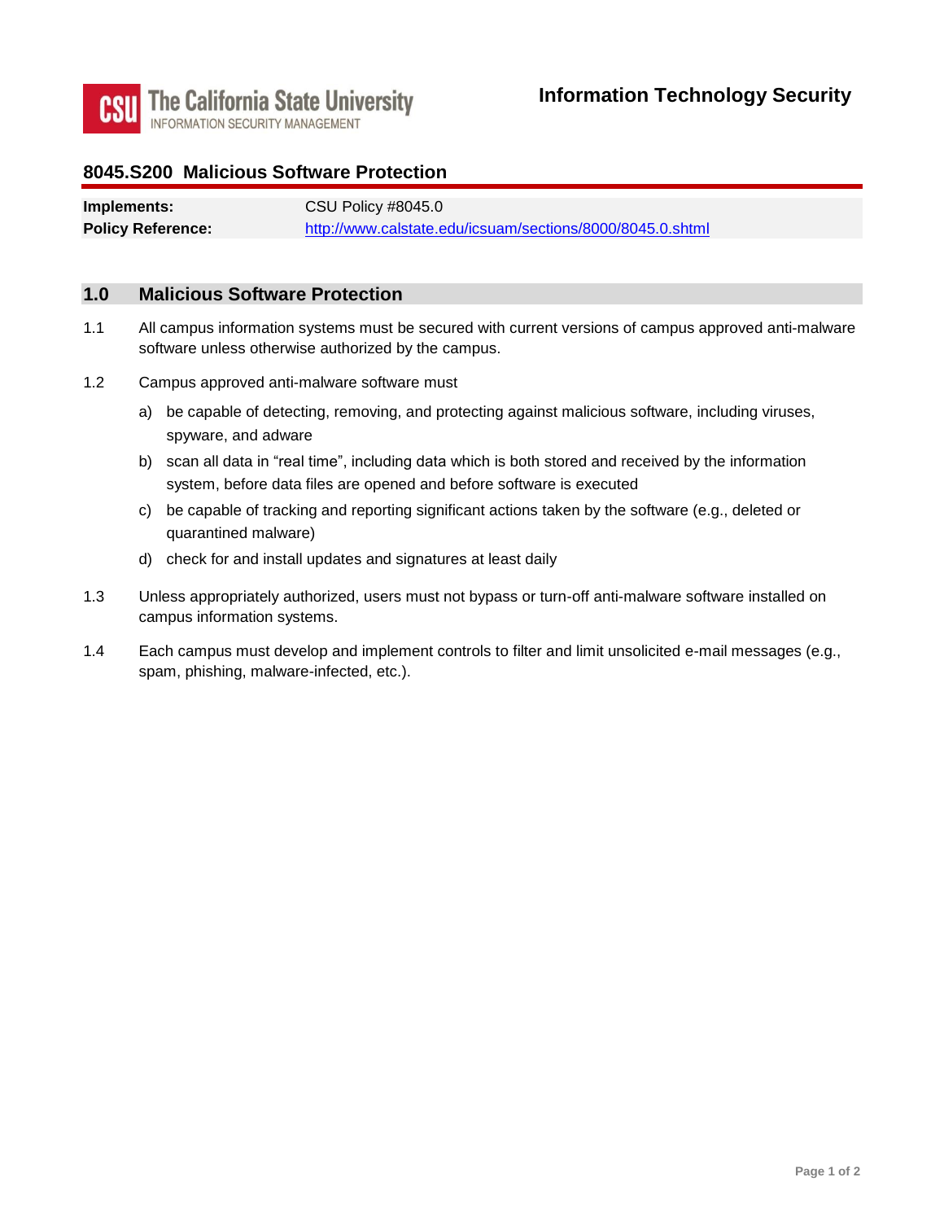**The California State University**
INFORMATION SECURITY MANAGEMENT

**Information Technology Security**

## 8045.S200 Malicious Software Protection

| | |
|---|---|
| **Implements:** | CSU Policy #8045.0 |
| **Policy Reference:** | http://www.calstate.edu/icsuam/sections/8000/8045.0.shtml |

### 1.0 Malicious Software Protection

1.1 All campus information systems must be secured with current versions of campus approved anti-malware software unless otherwise authorized by the campus.

1.2 Campus approved anti-malware software must

a) be capable of detecting, removing, and protecting against malicious software, including viruses, spyware, and adware

b) scan all data in "real time", including data which is both stored and received by the information system, before data files are opened and before software is executed

c) be capable of tracking and reporting significant actions taken by the software (e.g., deleted or quarantined malware)

d) check for and install updates and signatures at least daily

1.3 Unless appropriately authorized, users must not bypass or turn-off anti-malware software installed on campus information systems.

1.4 Each campus must develop and implement controls to filter and limit unsolicited e-mail messages (e.g., spam, phishing, malware-infected, etc.).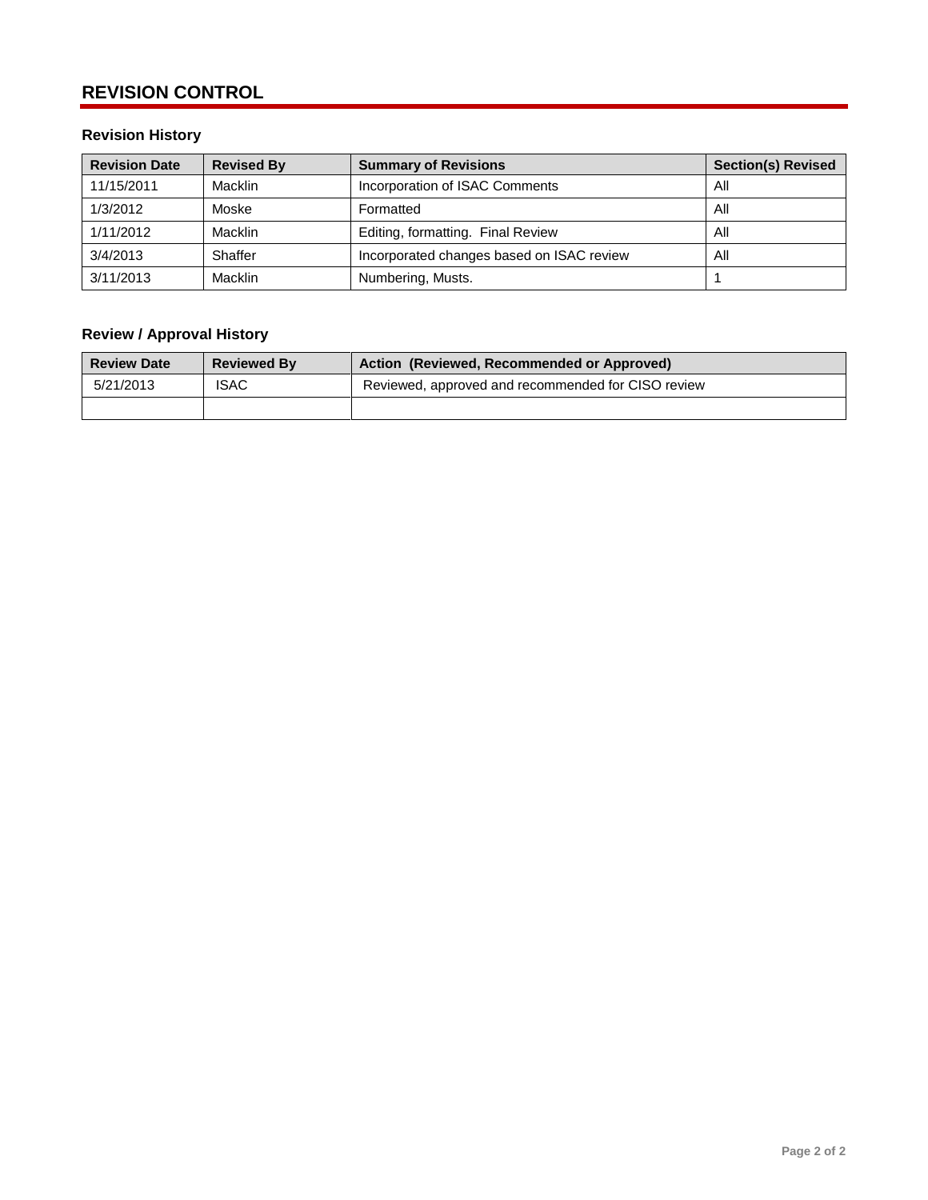## REVISION CONTROL

### Revision History

| Revision Date | Revised By | Summary of Revisions | Section(s) Revised |
|---|---|---|---|
| 11/15/2011 | Macklin | Incorporation of ISAC Comments | All |
| 1/3/2012 | Moske | Formatted | All |
| 1/11/2012 | Macklin | Editing, formatting. Final Review | All |
| 3/4/2013 | Shaffer | Incorporated changes based on ISAC review | All |
| 3/11/2013 | Macklin | Numbering, Musts. | 1 |

### Review / Approval History

| Review Date | Reviewed By | Action (Reviewed, Recommended or Approved) |
|---|---|---|
| 5/21/2013 | ISAC | Reviewed, approved and recommended for CISO review |
| | | |